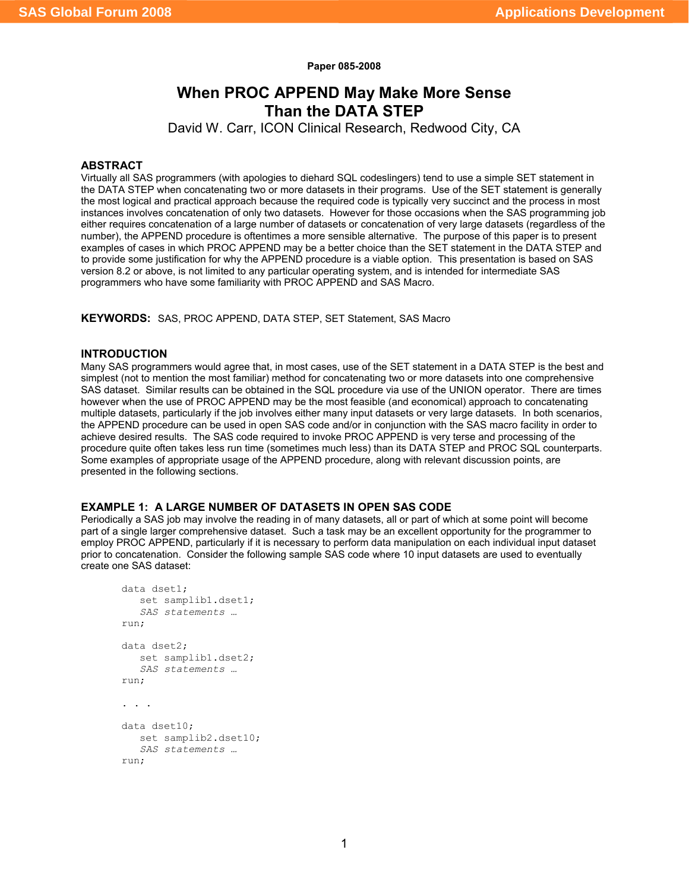Paper 085-2008

# When PROC APPEND May Make More Sense Than the DATA STEP

David W. Carr, ICON Clinical Research, Redwood City, CA

## ABSTRACT

Virtually all SAS programmers (with apologies to diehard SQL codeslingers) tend to use a simple SET statement in the DATA STEP when concatenating two or more datasets in their programs. Use of the SET statement is generally the most logical and practical approach because the required code is typically very succinct and the process in most instances involves concatenation of only two datasets. However for those occasions when the SAS programming job either requires concatenation of a large number of datasets or concatenation of very large datasets (regardless of the number), the APPEND procedure is oftentimes a more sensible alternative. The purpose of this paper is to present examples of cases in which PROC APPEND may be a better choice than the SET statement in the DATA STEP and to provide some justification for why the APPEND procedure is a viable option. This presentation is based on SAS version 8.2 or above, is not limited to any particular operating system, and is intended for intermediate SAS programmers who have some familiarity with PROC APPEND and SAS Macro.

**KEYWORDS:** SAS, PROC APPEND, DATA STEP, SET Statement, SAS Macro

## INTRODUCTION

Many SAS programmers would agree that, in most cases, use of the SET statement in a DATA STEP is the best and simplest (not to mention the most familiar) method for concatenating two or more datasets into one comprehensive SAS dataset. Similar results can be obtained in the SQL procedure via use of the UNION operator. There are times however when the use of PROC APPEND may be the most feasible (and economical) approach to concatenating multiple datasets, particularly if the job involves either many input datasets or very large datasets. In both scenarios, the APPEND procedure can be used in open SAS code and/or in conjunction with the SAS macro facility in order to achieve desired results. The SAS code required to invoke PROC APPEND is very terse and processing of the procedure quite often takes less run time (sometimes much less) than its DATA STEP and PROC SQL counterparts. Some examples of appropriate usage of the APPEND procedure, along with relevant discussion points, are presented in the following sections.

## EXAMPLE 1: A LARGE NUMBER OF DATASETS IN OPEN SAS CODE

Periodically a SAS job may involve the reading in of many datasets, all or part of which at some point will become part of a single larger comprehensive dataset. Such a task may be an excellent opportunity for the programmer to employ PROC APPEND, particularly if it is necessary to perform data manipulation on each individual input dataset prior to concatenation. Consider the following sample SAS code where 10 input datasets are used to eventually create one SAS dataset:

```
data dset1;
   set samplib1.dset1;
   SAS statements …
run;

data dset2;
   set samplib1.dset2;
   SAS statements …
run;

. . .

data dset10;
   set samplib2.dset10;
   SAS statements …
run;
```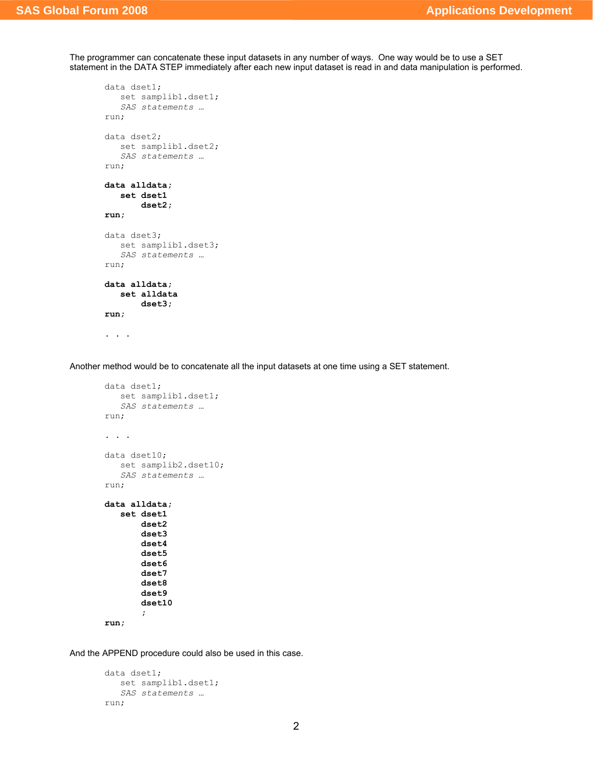The programmer can concatenate these input datasets in any number of ways. One way would be to use a SET statement in the DATA STEP immediately after each new input dataset is read in and data manipulation is performed.

```
data dset1;
   set samplib1.dset1;
   SAS statements …
run;

data dset2;
   set samplib1.dset2;
   SAS statements …
run;

data alldata;
   set dset1
       dset2;
run;

data dset3;
   set samplib1.dset3;
   SAS statements …
run;

data alldata;
   set alldata
       dset3;
run;

. . .
```

Another method would be to concatenate all the input datasets at one time using a SET statement.

```
data dset1;
   set samplib1.dset1;
   SAS statements …
run;

. . .

data dset10;
   set samplib2.dset10;
   SAS statements …
run;

data alldata;
   set dset1
       dset2
       dset3
       dset4
       dset5
       dset6
       dset7
       dset8
       dset9
       dset10
       ;
run;
```

And the APPEND procedure could also be used in this case.

```
data dset1;
   set samplib1.dset1;
   SAS statements …
run;
```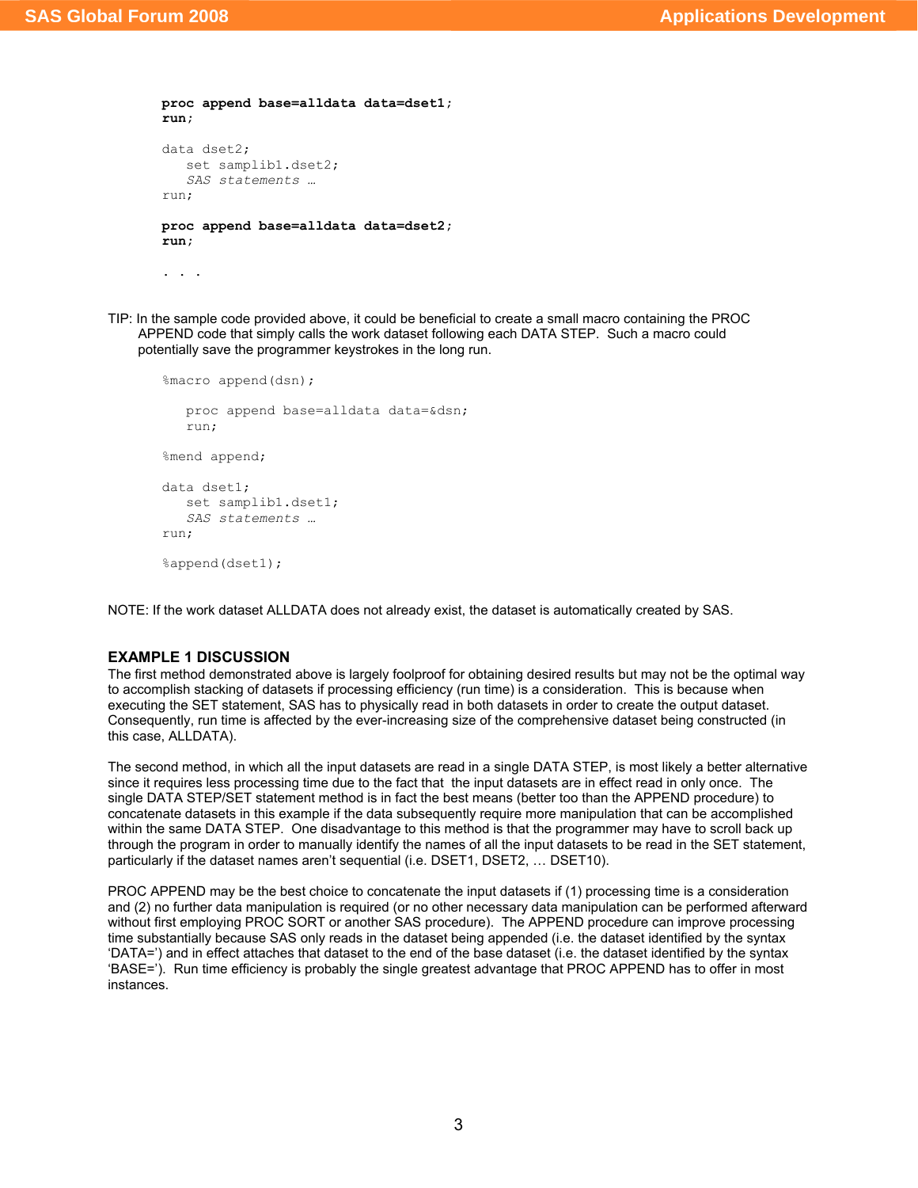```
proc append base=alldata data=dset1;
run;

data dset2;
   set samplib1.dset2;
   SAS statements …
run;

proc append base=alldata data=dset2;
run;

. . .
```

TIP: In the sample code provided above, it could be beneficial to create a small macro containing the PROC APPEND code that simply calls the work dataset following each DATA STEP. Such a macro could potentially save the programmer keystrokes in the long run.

```
%macro append(dsn);

   proc append base=alldata data=&dsn;
   run;

%mend append;

data dset1;
   set samplib1.dset1;
   SAS statements …
run;

%append(dset1);
```

NOTE: If the work dataset ALLDATA does not already exist, the dataset is automatically created by SAS.

### EXAMPLE 1 DISCUSSION

The first method demonstrated above is largely foolproof for obtaining desired results but may not be the optimal way to accomplish stacking of datasets if processing efficiency (run time) is a consideration. This is because when executing the SET statement, SAS has to physically read in both datasets in order to create the output dataset. Consequently, run time is affected by the ever-increasing size of the comprehensive dataset being constructed (in this case, ALLDATA).

The second method, in which all the input datasets are read in a single DATA STEP, is most likely a better alternative since it requires less processing time due to the fact that the input datasets are in effect read in only once. The single DATA STEP/SET statement method is in fact the best means (better too than the APPEND procedure) to concatenate datasets in this example if the data subsequently require more manipulation that can be accomplished within the same DATA STEP. One disadvantage to this method is that the programmer may have to scroll back up through the program in order to manually identify the names of all the input datasets to be read in the SET statement, particularly if the dataset names aren't sequential (i.e. DSET1, DSET2, … DSET10).

PROC APPEND may be the best choice to concatenate the input datasets if (1) processing time is a consideration and (2) no further data manipulation is required (or no other necessary data manipulation can be performed afterward without first employing PROC SORT or another SAS procedure). The APPEND procedure can improve processing time substantially because SAS only reads in the dataset being appended (i.e. the dataset identified by the syntax 'DATA=') and in effect attaches that dataset to the end of the base dataset (i.e. the dataset identified by the syntax 'BASE='). Run time efficiency is probably the single greatest advantage that PROC APPEND has to offer in most instances.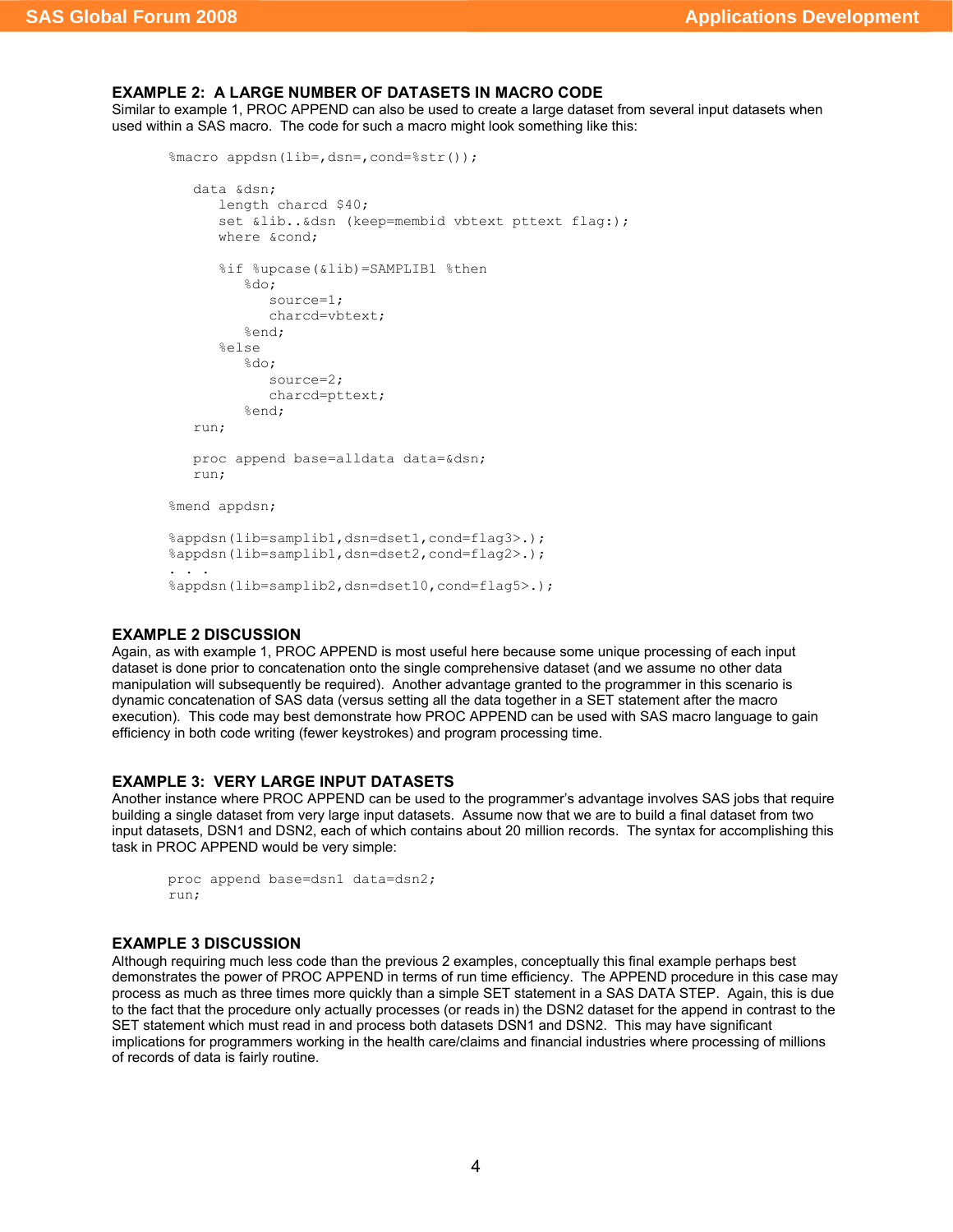### EXAMPLE 2: A LARGE NUMBER OF DATASETS IN MACRO CODE

Similar to example 1, PROC APPEND can also be used to create a large dataset from several input datasets when used within a SAS macro. The code for such a macro might look something like this:

```
%macro appdsn(lib=,dsn=,cond=%str());

   data &dsn;
      length charcd $40;
      set &lib..&dsn (keep=membid vbtext pttext flag:);
      where &cond;

      %if %upcase(&lib)=SAMPLIB1 %then
         %do;
            source=1;
            charcd=vbtext;
         %end;
      %else
         %do;
            source=2;
            charcd=pttext;
         %end;
   run;

   proc append base=alldata data=&dsn;
   run;

%mend appdsn;

%appdsn(lib=samplib1,dsn=dset1,cond=flag3>.);
%appdsn(lib=samplib1,dsn=dset2,cond=flag2>.);
. . .
%appdsn(lib=samplib2,dsn=dset10,cond=flag5>.);
```

### EXAMPLE 2 DISCUSSION

Again, as with example 1, PROC APPEND is most useful here because some unique processing of each input dataset is done prior to concatenation onto the single comprehensive dataset (and we assume no other data manipulation will subsequently be required). Another advantage granted to the programmer in this scenario is dynamic concatenation of SAS data (versus setting all the data together in a SET statement after the macro execution). This code may best demonstrate how PROC APPEND can be used with SAS macro language to gain efficiency in both code writing (fewer keystrokes) and program processing time.

### EXAMPLE 3: VERY LARGE INPUT DATASETS

Another instance where PROC APPEND can be used to the programmer's advantage involves SAS jobs that require building a single dataset from very large input datasets. Assume now that we are to build a final dataset from two input datasets, DSN1 and DSN2, each of which contains about 20 million records. The syntax for accomplishing this task in PROC APPEND would be very simple:

```
proc append base=dsn1 data=dsn2;
run;
```

### EXAMPLE 3 DISCUSSION

Although requiring much less code than the previous 2 examples, conceptually this final example perhaps best demonstrates the power of PROC APPEND in terms of run time efficiency. The APPEND procedure in this case may process as much as three times more quickly than a simple SET statement in a SAS DATA STEP. Again, this is due to the fact that the procedure only actually processes (or reads in) the DSN2 dataset for the append in contrast to the SET statement which must read in and process both datasets DSN1 and DSN2. This may have significant implications for programmers working in the health care/claims and financial industries where processing of millions of records of data is fairly routine.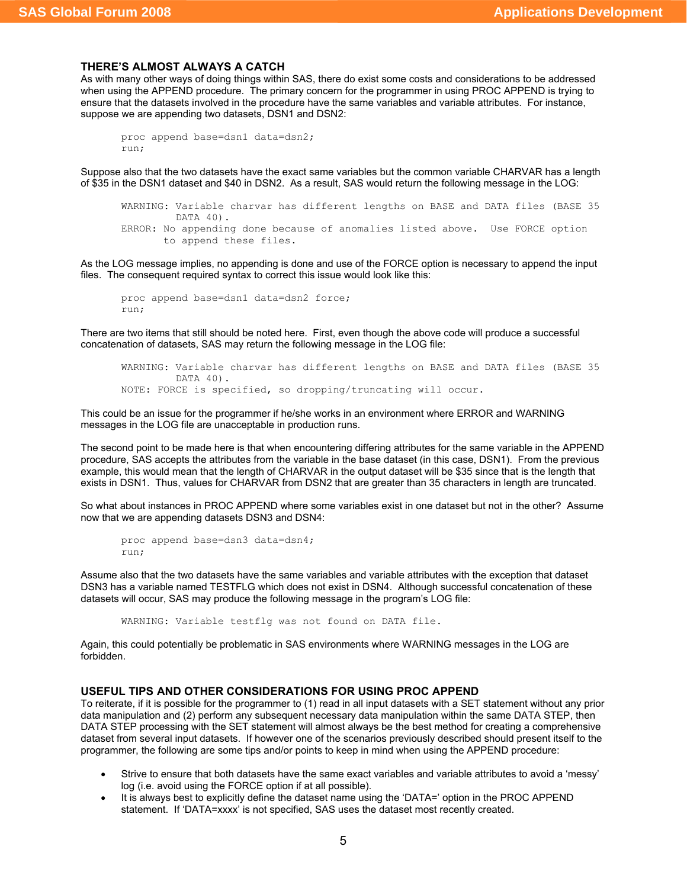## THERE'S ALMOST ALWAYS A CATCH

As with many other ways of doing things within SAS, there do exist some costs and considerations to be addressed when using the APPEND procedure. The primary concern for the programmer in using PROC APPEND is trying to ensure that the datasets involved in the procedure have the same variables and variable attributes. For instance, suppose we are appending two datasets, DSN1 and DSN2:

```
proc append base=dsn1 data=dsn2;
run;
```

Suppose also that the two datasets have the exact same variables but the common variable CHARVAR has a length of $35 in the DSN1 dataset and $40 in DSN2. As a result, SAS would return the following message in the LOG:

```
WARNING: Variable charvar has different lengths on BASE and DATA files (BASE 35
         DATA 40).
ERROR: No appending done because of anomalies listed above.  Use FORCE option
       to append these files.
```

As the LOG message implies, no appending is done and use of the FORCE option is necessary to append the input files. The consequent required syntax to correct this issue would look like this:

```
proc append base=dsn1 data=dsn2 force;
run;
```

There are two items that still should be noted here. First, even though the above code will produce a successful concatenation of datasets, SAS may return the following message in the LOG file:

```
WARNING: Variable charvar has different lengths on BASE and DATA files (BASE 35
         DATA 40).
NOTE: FORCE is specified, so dropping/truncating will occur.
```

This could be an issue for the programmer if he/she works in an environment where ERROR and WARNING messages in the LOG file are unacceptable in production runs.

The second point to be made here is that when encountering differing attributes for the same variable in the APPEND procedure, SAS accepts the attributes from the variable in the base dataset (in this case, DSN1). From the previous example, this would mean that the length of CHARVAR in the output dataset will be $35 since that is the length that exists in DSN1. Thus, values for CHARVAR from DSN2 that are greater than 35 characters in length are truncated.

So what about instances in PROC APPEND where some variables exist in one dataset but not in the other? Assume now that we are appending datasets DSN3 and DSN4:

```
proc append base=dsn3 data=dsn4;
run;
```

Assume also that the two datasets have the same variables and variable attributes with the exception that dataset DSN3 has a variable named TESTFLG which does not exist in DSN4. Although successful concatenation of these datasets will occur, SAS may produce the following message in the program's LOG file:

```
WARNING: Variable testflg was not found on DATA file.
```

Again, this could potentially be problematic in SAS environments where WARNING messages in the LOG are forbidden.

## USEFUL TIPS AND OTHER CONSIDERATIONS FOR USING PROC APPEND

To reiterate, if it is possible for the programmer to (1) read in all input datasets with a SET statement without any prior data manipulation and (2) perform any subsequent necessary data manipulation within the same DATA STEP, then DATA STEP processing with the SET statement will almost always be the best method for creating a comprehensive dataset from several input datasets. If however one of the scenarios previously described should present itself to the programmer, the following are some tips and/or points to keep in mind when using the APPEND procedure:

- Strive to ensure that both datasets have the same exact variables and variable attributes to avoid a 'messy' log (i.e. avoid using the FORCE option if at all possible).
- It is always best to explicitly define the dataset name using the 'DATA=' option in the PROC APPEND statement. If 'DATA=xxxx' is not specified, SAS uses the dataset most recently created.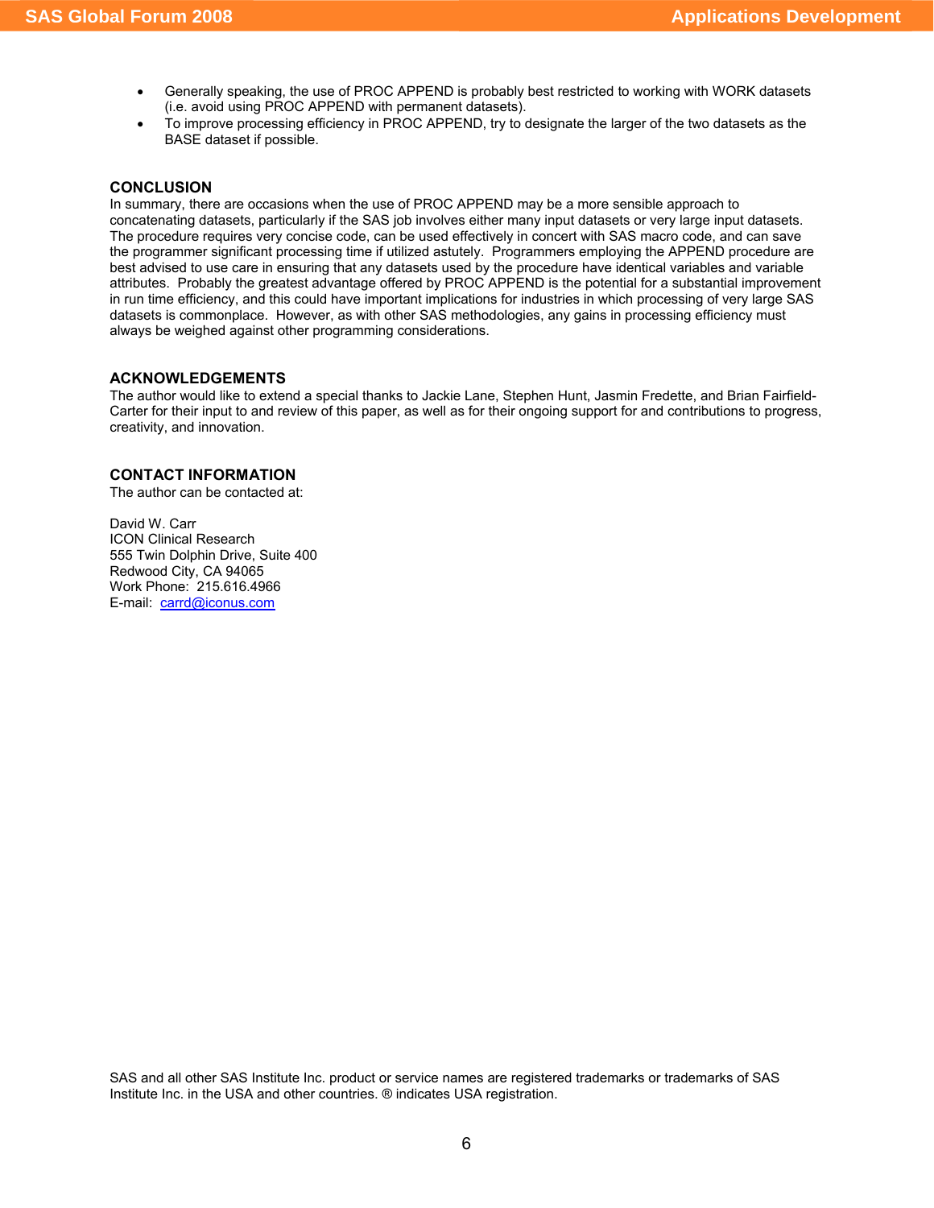- Generally speaking, the use of PROC APPEND is probably best restricted to working with WORK datasets (i.e. avoid using PROC APPEND with permanent datasets).
- To improve processing efficiency in PROC APPEND, try to designate the larger of the two datasets as the BASE dataset if possible.

## CONCLUSION

In summary, there are occasions when the use of PROC APPEND may be a more sensible approach to concatenating datasets, particularly if the SAS job involves either many input datasets or very large input datasets. The procedure requires very concise code, can be used effectively in concert with SAS macro code, and can save the programmer significant processing time if utilized astutely. Programmers employing the APPEND procedure are best advised to use care in ensuring that any datasets used by the procedure have identical variables and variable attributes. Probably the greatest advantage offered by PROC APPEND is the potential for a substantial improvement in run time efficiency, and this could have important implications for industries in which processing of very large SAS datasets is commonplace. However, as with other SAS methodologies, any gains in processing efficiency must always be weighed against other programming considerations.

## ACKNOWLEDGEMENTS

The author would like to extend a special thanks to Jackie Lane, Stephen Hunt, Jasmin Fredette, and Brian Fairfield-Carter for their input to and review of this paper, as well as for their ongoing support for and contributions to progress, creativity, and innovation.

## CONTACT INFORMATION

The author can be contacted at:

David W. Carr  
ICON Clinical Research  
555 Twin Dolphin Drive, Suite 400  
Redwood City, CA 94065  
Work Phone: 215.616.4966  
E-mail: carrd@iconus.com

SAS and all other SAS Institute Inc. product or service names are registered trademarks or trademarks of SAS Institute Inc. in the USA and other countries. ® indicates USA registration.